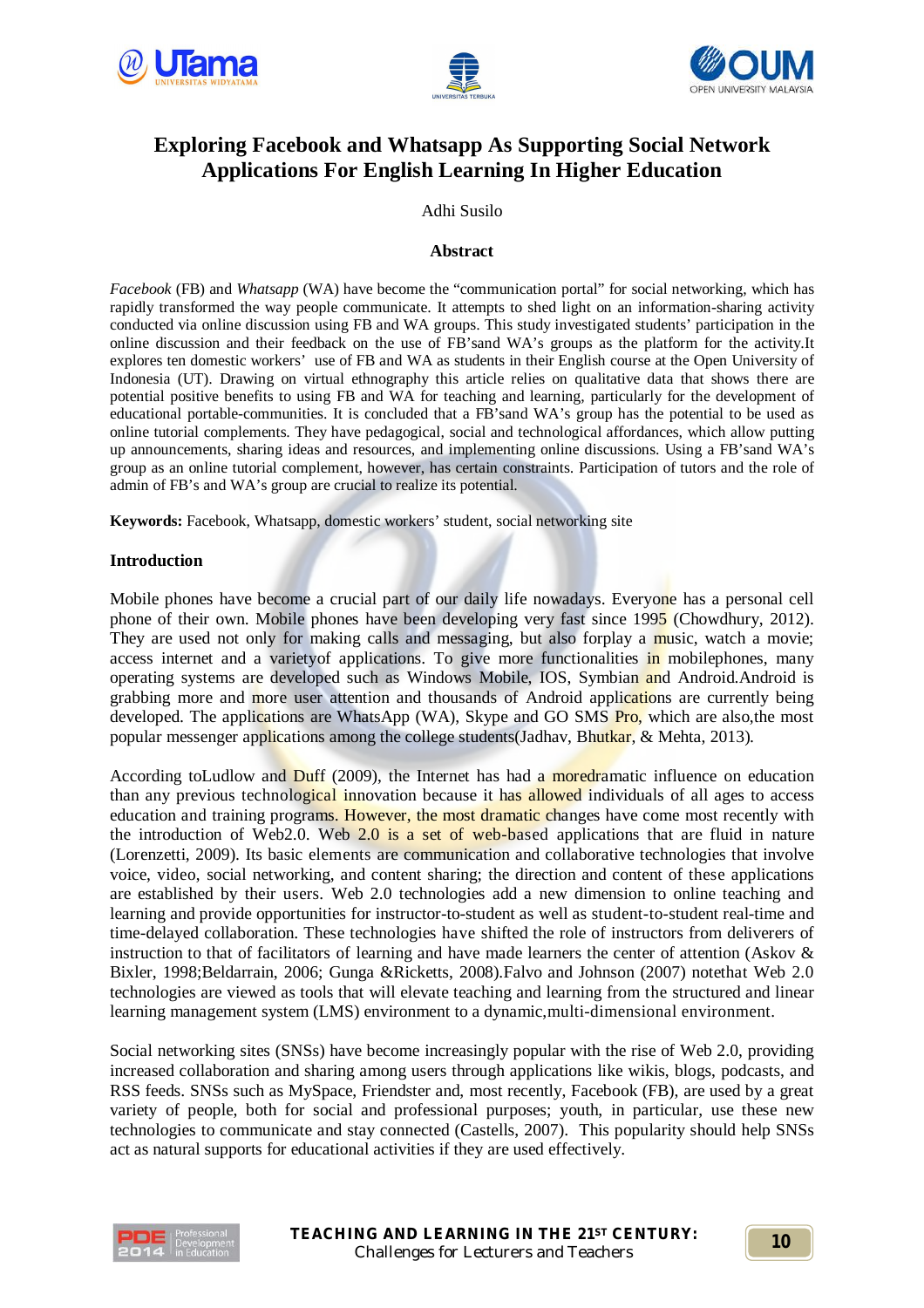# Exploring Facebook and Whatsapp As Supporting Social Network Applications For English Learning In Higher Education

Adhi Susilo

## Abstract

*Facebook* (FB) and *Whatsapp* (WA) have become the "communication portal" for social networking, which has rapidly transformed the way people communicate. It attempts to shed light on an information-sharing activity conducted via online discussion using FB and WA groups. This study investigated students' participation in the online discussion and their feedback on the use of FB'sand WA's groups as the platform for the activity.It explores ten domestic workers' use of FB and WA as students in their English course at the Open University of Indonesia (UT). Drawing on virtual ethnography this article relies on qualitative data that shows there are potential positive benefits to using FB and WA for teaching and learning, particularly for the development of educational portable-communities. It is concluded that a FB'sand WA's group has the potential to be used as online tutorial complements. They have pedagogical, social and technological affordances, which allow putting up announcements, sharing ideas and resources, and implementing online discussions. Using a FB'sand WA's group as an online tutorial complement, however, has certain constraints. Participation of tutors and the role of admin of FB's and WA's group are crucial to realize its potential.

**Keywords:** Facebook, Whatsapp, domestic workers' student, social networking site

## Introduction

Mobile phones have become a crucial part of our daily life nowadays. Everyone has a personal cell phone of their own. Mobile phones have been developing very fast since 1995 (Chowdhury, 2012). They are used not only for making calls and messaging, but also forplay a music, watch a movie; access internet and a varietyof applications. To give more functionalities in mobilephones, many operating systems are developed such as Windows Mobile, IOS, Symbian and Android.Android is grabbing more and more user attention and thousands of Android applications are currently being developed. The applications are WhatsApp (WA), Skype and GO SMS Pro, which are also,the most popular messenger applications among the college students(Jadhav, Bhutkar, & Mehta, 2013).

According toLudlow and Duff (2009), the Internet has had a moredramatic influence on education than any previous technological innovation because it has allowed individuals of all ages to access education and training programs. However, the most dramatic changes have come most recently with the introduction of Web2.0. Web 2.0 is a set of web-based applications that are fluid in nature (Lorenzetti, 2009). Its basic elements are communication and collaborative technologies that involve voice, video, social networking, and content sharing; the direction and content of these applications are established by their users. Web 2.0 technologies add a new dimension to online teaching and learning and provide opportunities for instructor-to-student as well as student-to-student real-time and time-delayed collaboration. These technologies have shifted the role of instructors from deliverers of instruction to that of facilitators of learning and have made learners the center of attention (Askov & Bixler, 1998;Beldarrain, 2006; Gunga &Ricketts, 2008).Falvo and Johnson (2007) notethat Web 2.0 technologies are viewed as tools that will elevate teaching and learning from the structured and linear learning management system (LMS) environment to a dynamic,multi-dimensional environment.

Social networking sites (SNSs) have become increasingly popular with the rise of Web 2.0, providing increased collaboration and sharing among users through applications like wikis, blogs, podcasts, and RSS feeds. SNSs such as MySpace, Friendster and, most recently, Facebook (FB), are used by a great variety of people, both for social and professional purposes; youth, in particular, use these new technologies to communicate and stay connected (Castells, 2007). This popularity should help SNSs act as natural supports for educational activities if they are used effectively.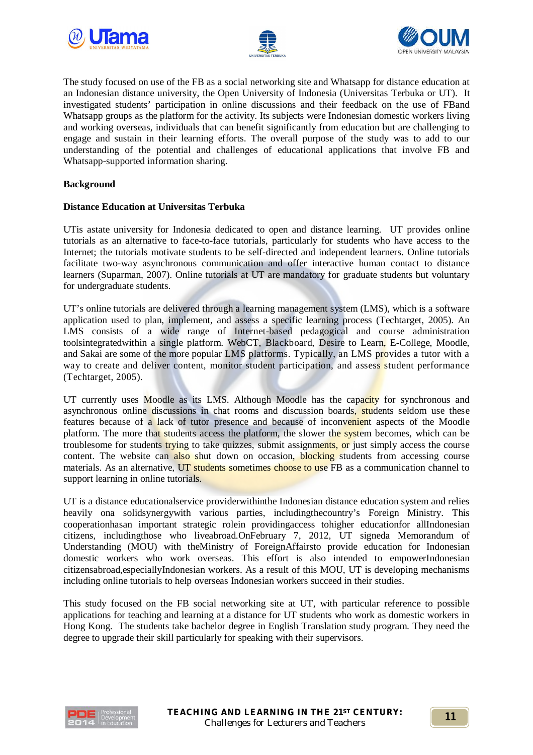The study focused on use of the FB as a social networking site and Whatsapp for distance education at an Indonesian distance university, the Open University of Indonesia (Universitas Terbuka or UT). It investigated students' participation in online discussions and their feedback on the use of FBand Whatsapp groups as the platform for the activity. Its subjects were Indonesian domestic workers living and working overseas, individuals that can benefit significantly from education but are challenging to engage and sustain in their learning efforts. The overall purpose of the study was to add to our understanding of the potential and challenges of educational applications that involve FB and Whatsapp-supported information sharing.

**Background**

**Distance Education at Universitas Terbuka**

UTis astate university for Indonesia dedicated to open and distance learning. UT provides online tutorials as an alternative to face-to-face tutorials, particularly for students who have access to the Internet; the tutorials motivate students to be self-directed and independent learners. Online tutorials facilitate two-way asynchronous communication and offer interactive human contact to distance learners (Suparman, 2007). Online tutorials at UT are mandatory for graduate students but voluntary for undergraduate students.

UT's online tutorials are delivered through a learning management system (LMS), which is a software application used to plan, implement, and assess a specific learning process (Techtarget, 2005). An LMS consists of a wide range of Internet-based pedagogical and course administration toolsintegratedwithin a single platform. WebCT, Blackboard, Desire to Learn, E-College, Moodle, and Sakai are some of the more popular LMS platforms. Typically, an LMS provides a tutor with a way to create and deliver content, monitor student participation, and assess student performance (Techtarget, 2005).

UT currently uses Moodle as its LMS. Although Moodle has the capacity for synchronous and asynchronous online discussions in chat rooms and discussion boards, students seldom use these features because of a lack of tutor presence and because of inconvenient aspects of the Moodle platform. The more that students access the platform, the slower the system becomes, which can be troublesome for students trying to take quizzes, submit assignments, or just simply access the course content. The website can also shut down on occasion, blocking students from accessing course materials. As an alternative, UT students sometimes choose to use FB as a communication channel to support learning in online tutorials.

UT is a distance educationalservice providerwithinthe Indonesian distance education system and relies heavily ona solidsynergywith various parties, includingthecountry's Foreign Ministry. This cooperationhasan important strategic rolein providingaccess tohigher educationfor allIndonesian citizens, includingthose who liveabroad.OnFebruary 7, 2012, UT signeda Memorandum of Understanding (MOU) with theMinistry of ForeignAffairsto provide education for Indonesian domestic workers who work overseas. This effort is also intended to empowerIndonesian citizensabroad,especiallyIndonesian workers. As a result of this MOU, UT is developing mechanisms including online tutorials to help overseas Indonesian workers succeed in their studies.

This study focused on the FB social networking site at UT, with particular reference to possible applications for teaching and learning at a distance for UT students who work as domestic workers in Hong Kong. The students take bachelor degree in English Translation study program. They need the degree to upgrade their skill particularly for speaking with their supervisors.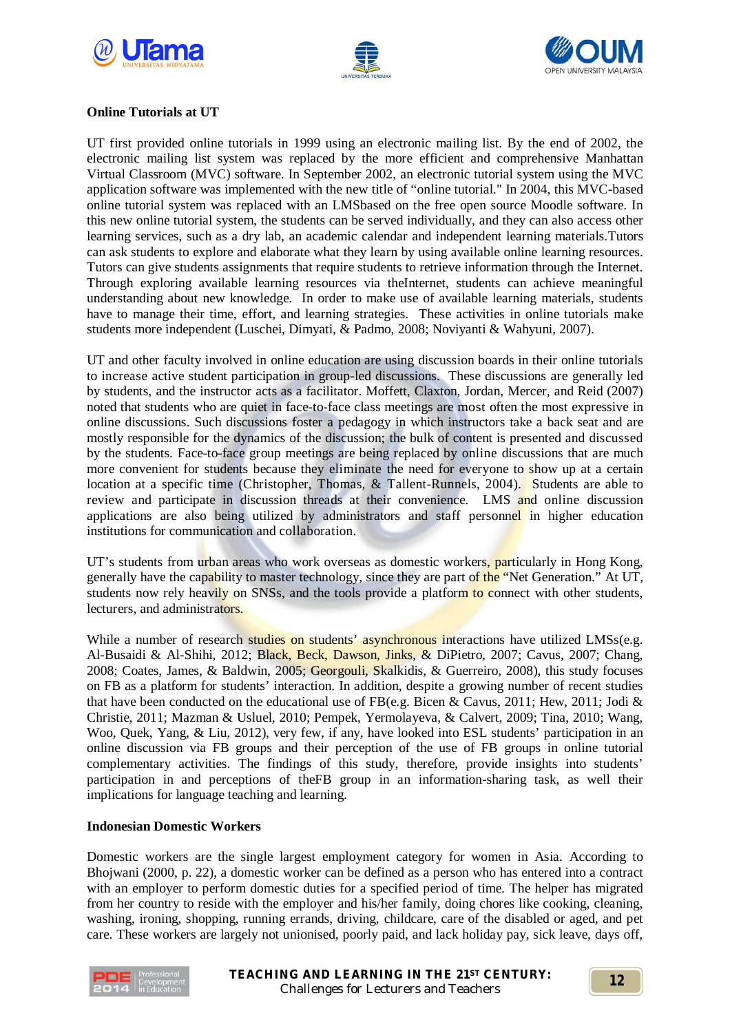**Online Tutorials at UT**

UT first provided online tutorials in 1999 using an electronic mailing list. By the end of 2002, the electronic mailing list system was replaced by the more efficient and comprehensive Manhattan Virtual Classroom (MVC) software. In September 2002, an electronic tutorial system using the MVC application software was implemented with the new title of "online tutorial." In 2004, this MVC-based online tutorial system was replaced with an LMSbased on the free open source Moodle software. In this new online tutorial system, the students can be served individually, and they can also access other learning services, such as a dry lab, an academic calendar and independent learning materials.Tutors can ask students to explore and elaborate what they learn by using available online learning resources. Tutors can give students assignments that require students to retrieve information through the Internet. Through exploring available learning resources via theInternet, students can achieve meaningful understanding about new knowledge. In order to make use of available learning materials, students have to manage their time, effort, and learning strategies. These activities in online tutorials make students more independent (Luschei, Dimyati, & Padmo, 2008; Noviyanti & Wahyuni, 2007).

UT and other faculty involved in online education are using discussion boards in their online tutorials to increase active student participation in group-led discussions. These discussions are generally led by students, and the instructor acts as a facilitator. Moffett, Claxton, Jordan, Mercer, and Reid (2007) noted that students who are quiet in face-to-face class meetings are most often the most expressive in online discussions. Such discussions foster a pedagogy in which instructors take a back seat and are mostly responsible for the dynamics of the discussion; the bulk of content is presented and discussed by the students. Face-to-face group meetings are being replaced by online discussions that are much more convenient for students because they eliminate the need for everyone to show up at a certain location at a specific time (Christopher, Thomas, & Tallent-Runnels, 2004). Students are able to review and participate in discussion threads at their convenience. LMS and online discussion applications are also being utilized by administrators and staff personnel in higher education institutions for communication and collaboration.

UT's students from urban areas who work overseas as domestic workers, particularly in Hong Kong, generally have the capability to master technology, since they are part of the "Net Generation." At UT, students now rely heavily on SNSs, and the tools provide a platform to connect with other students, lecturers, and administrators.

While a number of research studies on students' asynchronous interactions have utilized LMSs(e.g. Al-Busaidi & Al-Shihi, 2012; Black, Beck, Dawson, Jinks, & DiPietro, 2007; Cavus, 2007; Chang, 2008; Coates, James, & Baldwin, 2005; Georgouli, Skalkidis, & Guerreiro, 2008), this study focuses on FB as a platform for students' interaction. In addition, despite a growing number of recent studies that have been conducted on the educational use of FB(e.g. Bicen & Cavus, 2011; Hew, 2011; Jodi & Christie, 2011; Mazman & Usluel, 2010; Pempek, Yermolayeva, & Calvert, 2009; Tina, 2010; Wang, Woo, Quek, Yang, & Liu, 2012), very few, if any, have looked into ESL students' participation in an online discussion via FB groups and their perception of the use of FB groups in online tutorial complementary activities. The findings of this study, therefore, provide insights into students' participation in and perceptions of theFB group in an information-sharing task, as well their implications for language teaching and learning.

**Indonesian Domestic Workers**

Domestic workers are the single largest employment category for women in Asia. According to Bhojwani (2000, p. 22), a domestic worker can be defined as a person who has entered into a contract with an employer to perform domestic duties for a specified period of time. The helper has migrated from her country to reside with the employer and his/her family, doing chores like cooking, cleaning, washing, ironing, shopping, running errands, driving, childcare, care of the disabled or aged, and pet care. These workers are largely not unionised, poorly paid, and lack holiday pay, sick leave, days off,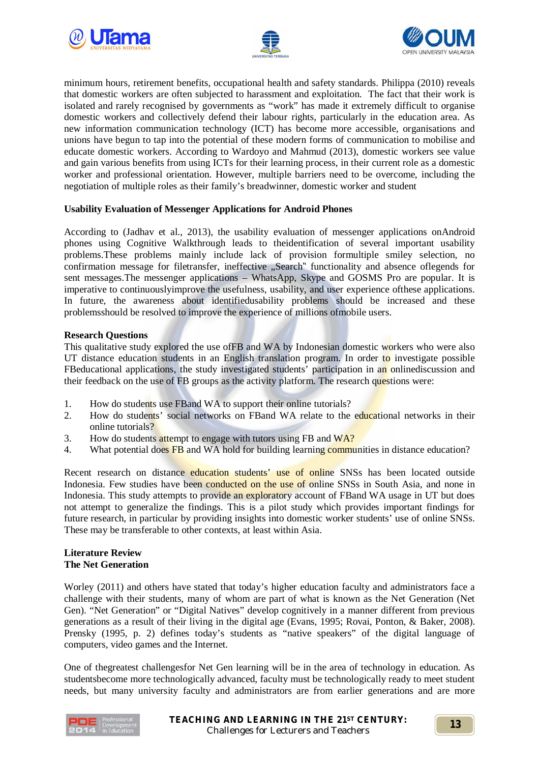minimum hours, retirement benefits, occupational health and safety standards. Philippa (2010) reveals that domestic workers are often subjected to harassment and exploitation. The fact that their work is isolated and rarely recognised by governments as "work" has made it extremely difficult to organise domestic workers and collectively defend their labour rights, particularly in the education area. As new information communication technology (ICT) has become more accessible, organisations and unions have begun to tap into the potential of these modern forms of communication to mobilise and educate domestic workers. According to Wardoyo and Mahmud (2013), domestic workers see value and gain various benefits from using ICTs for their learning process, in their current role as a domestic worker and professional orientation. However, multiple barriers need to be overcome, including the negotiation of multiple roles as their family's breadwinner, domestic worker and student

**Usability Evaluation of Messenger Applications for Android Phones**

According to (Jadhav et al., 2013), the usability evaluation of messenger applications onAndroid phones using Cognitive Walkthrough leads to theidentification of several important usability problems.These problems mainly include lack of provision formultiple smiley selection, no confirmation message for filetransfer, ineffective „Search" functionality and absence oflegends for sent messages.The messenger applications – WhatsApp, Skype and GOSMS Pro are popular. It is imperative to continuouslyimprove the usefulness, usability, and user experience ofthese applications. In future, the awareness about identifiedusability problems should be increased and these problemsshould be resolved to improve the experience of millions ofmobile users.

**Research Questions**

This qualitative study explored the use ofFB and WA by Indonesian domestic workers who were also UT distance education students in an English translation program. In order to investigate possible FBeducational applications, the study investigated students' participation in an onlinediscussion and their feedback on the use of FB groups as the activity platform. The research questions were:

1. How do students use FBand WA to support their online tutorials?
2. How do students' social networks on FBand WA relate to the educational networks in their online tutorials?
3. How do students attempt to engage with tutors using FB and WA?
4. What potential does FB and WA hold for building learning communities in distance education?

Recent research on distance education students' use of online SNSs has been located outside Indonesia. Few studies have been conducted on the use of online SNSs in South Asia, and none in Indonesia. This study attempts to provide an exploratory account of FBand WA usage in UT but does not attempt to generalize the findings. This is a pilot study which provides important findings for future research, in particular by providing insights into domestic worker students' use of online SNSs. These may be transferable to other contexts, at least within Asia.

**Literature Review**

**The Net Generation**

Worley (2011) and others have stated that today's higher education faculty and administrators face a challenge with their students, many of whom are part of what is known as the Net Generation (Net Gen). "Net Generation" or "Digital Natives" develop cognitively in a manner different from previous generations as a result of their living in the digital age (Evans, 1995; Rovai, Ponton, & Baker, 2008). Prensky (1995, p. 2) defines today's students as "native speakers" of the digital language of computers, video games and the Internet.

One of thegreatest challengesfor Net Gen learning will be in the area of technology in education. As studentsbecome more technologically advanced, faculty must be technologically ready to meet student needs, but many university faculty and administrators are from earlier generations and are more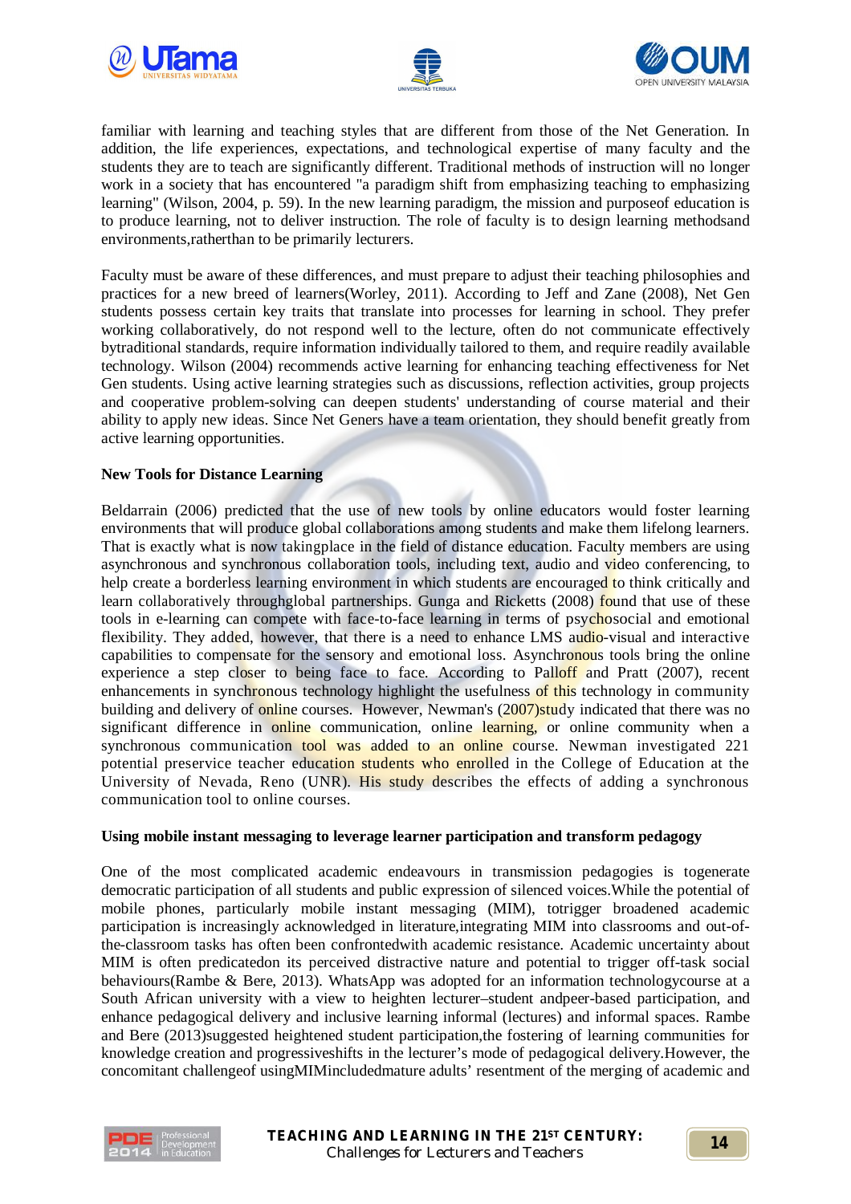familiar with learning and teaching styles that are different from those of the Net Generation. In addition, the life experiences, expectations, and technological expertise of many faculty and the students they are to teach are significantly different. Traditional methods of instruction will no longer work in a society that has encountered "a paradigm shift from emphasizing teaching to emphasizing learning" (Wilson, 2004, p. 59). In the new learning paradigm, the mission and purposeof education is to produce learning, not to deliver instruction. The role of faculty is to design learning methodsand environments,ratherthan to be primarily lecturers.

Faculty must be aware of these differences, and must prepare to adjust their teaching philosophies and practices for a new breed of learners(Worley, 2011). According to Jeff and Zane (2008), Net Gen students possess certain key traits that translate into processes for learning in school. They prefer working collaboratively, do not respond well to the lecture, often do not communicate effectively bytraditional standards, require information individually tailored to them, and require readily available technology. Wilson (2004) recommends active learning for enhancing teaching effectiveness for Net Gen students. Using active learning strategies such as discussions, reflection activities, group projects and cooperative problem-solving can deepen students' understanding of course material and their ability to apply new ideas. Since Net Geners have a team orientation, they should benefit greatly from active learning opportunities.

**New Tools for Distance Learning**

Beldarrain (2006) predicted that the use of new tools by online educators would foster learning environments that will produce global collaborations among students and make them lifelong learners. That is exactly what is now takingplace in the field of distance education. Faculty members are using asynchronous and synchronous collaboration tools, including text, audio and video conferencing, to help create a borderless learning environment in which students are encouraged to think critically and learn collaboratively throughglobal partnerships. Gunga and Ricketts (2008) found that use of these tools in e-learning can compete with face-to-face learning in terms of psychosocial and emotional flexibility. They added, however, that there is a need to enhance LMS audio-visual and interactive capabilities to compensate for the sensory and emotional loss. Asynchronous tools bring the online experience a step closer to being face to face. According to Palloff and Pratt (2007), recent enhancements in synchronous technology highlight the usefulness of this technology in community building and delivery of online courses. However, Newman's (2007)study indicated that there was no significant difference in online communication, online learning, or online community when a synchronous communication tool was added to an online course. Newman investigated 221 potential preservice teacher education students who enrolled in the College of Education at the University of Nevada, Reno (UNR). His study describes the effects of adding a synchronous communication tool to online courses.

**Using mobile instant messaging to leverage learner participation and transform pedagogy**

One of the most complicated academic endeavours in transmission pedagogies is togenerate democratic participation of all students and public expression of silenced voices.While the potential of mobile phones, particularly mobile instant messaging (MIM), totrigger broadened academic participation is increasingly acknowledged in literature,integrating MIM into classrooms and out-of-the-classroom tasks has often been confrontedwith academic resistance. Academic uncertainty about MIM is often predicatedon its perceived distractive nature and potential to trigger off-task social behaviours(Rambe & Bere, 2013). WhatsApp was adopted for an information technologycourse at a South African university with a view to heighten lecturer–student andpeer-based participation, and enhance pedagogical delivery and inclusive learning informal (lectures) and informal spaces. Rambe and Bere (2013)suggested heightened student participation,the fostering of learning communities for knowledge creation and progressiveshifts in the lecturer's mode of pedagogical delivery.However, the concomitant challengeof usingMIMincludedmature adults' resentment of the merging of academic and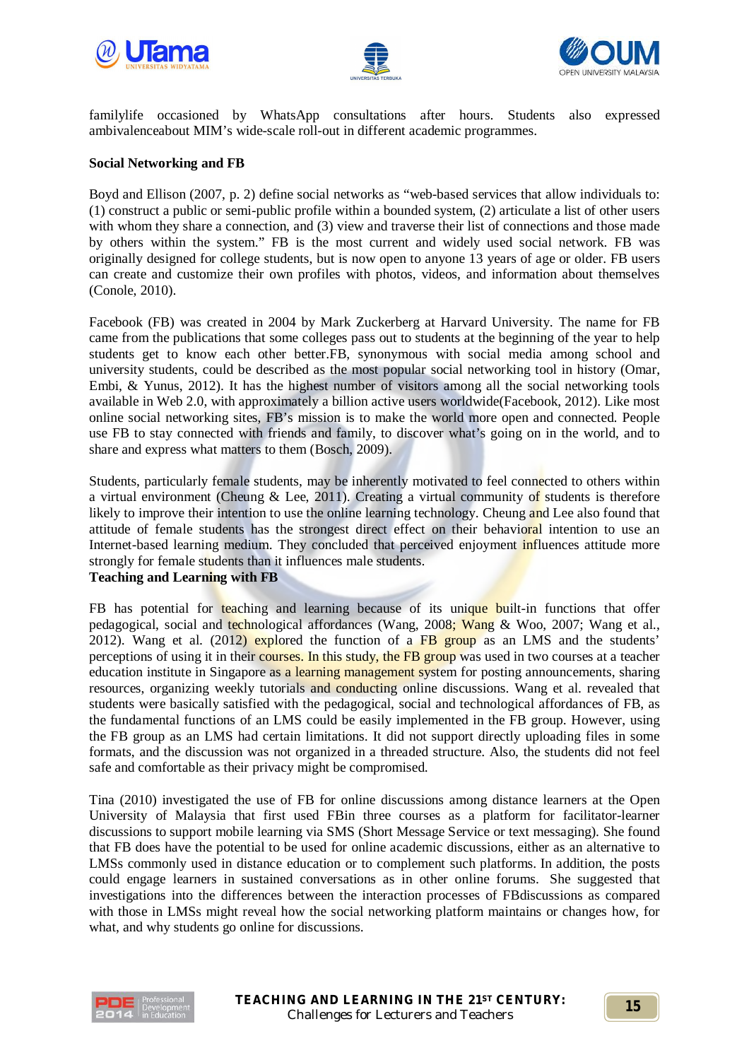familylife occasioned by WhatsApp consultations after hours. Students also expressed ambivalenceabout MIM's wide-scale roll-out in different academic programmes.

**Social Networking and FB**

Boyd and Ellison (2007, p. 2) define social networks as "web-based services that allow individuals to: (1) construct a public or semi-public profile within a bounded system, (2) articulate a list of other users with whom they share a connection, and (3) view and traverse their list of connections and those made by others within the system." FB is the most current and widely used social network. FB was originally designed for college students, but is now open to anyone 13 years of age or older. FB users can create and customize their own profiles with photos, videos, and information about themselves (Conole, 2010).

Facebook (FB) was created in 2004 by Mark Zuckerberg at Harvard University. The name for FB came from the publications that some colleges pass out to students at the beginning of the year to help students get to know each other better.FB, synonymous with social media among school and university students, could be described as the most popular social networking tool in history (Omar, Embi, & Yunus, 2012). It has the highest number of visitors among all the social networking tools available in Web 2.0, with approximately a billion active users worldwide(Facebook, 2012). Like most online social networking sites, FB's mission is to make the world more open and connected. People use FB to stay connected with friends and family, to discover what's going on in the world, and to share and express what matters to them (Bosch, 2009).

Students, particularly female students, may be inherently motivated to feel connected to others within a virtual environment (Cheung & Lee, 2011). Creating a virtual community of students is therefore likely to improve their intention to use the online learning technology. Cheung and Lee also found that attitude of female students has the strongest direct effect on their behavioral intention to use an Internet-based learning medium. They concluded that perceived enjoyment influences attitude more strongly for female students than it influences male students.

**Teaching and Learning with FB**

FB has potential for teaching and learning because of its unique built-in functions that offer pedagogical, social and technological affordances (Wang, 2008; Wang & Woo, 2007; Wang et al., 2012). Wang et al. (2012) explored the function of a FB group as an LMS and the students' perceptions of using it in their courses. In this study, the FB group was used in two courses at a teacher education institute in Singapore as a learning management system for posting announcements, sharing resources, organizing weekly tutorials and conducting online discussions. Wang et al. revealed that students were basically satisfied with the pedagogical, social and technological affordances of FB, as the fundamental functions of an LMS could be easily implemented in the FB group. However, using the FB group as an LMS had certain limitations. It did not support directly uploading files in some formats, and the discussion was not organized in a threaded structure. Also, the students did not feel safe and comfortable as their privacy might be compromised.

Tina (2010) investigated the use of FB for online discussions among distance learners at the Open University of Malaysia that first used FBin three courses as a platform for facilitator-learner discussions to support mobile learning via SMS (Short Message Service or text messaging). She found that FB does have the potential to be used for online academic discussions, either as an alternative to LMSs commonly used in distance education or to complement such platforms. In addition, the posts could engage learners in sustained conversations as in other online forums. She suggested that investigations into the differences between the interaction processes of FBdiscussions as compared with those in LMSs might reveal how the social networking platform maintains or changes how, for what, and why students go online for discussions.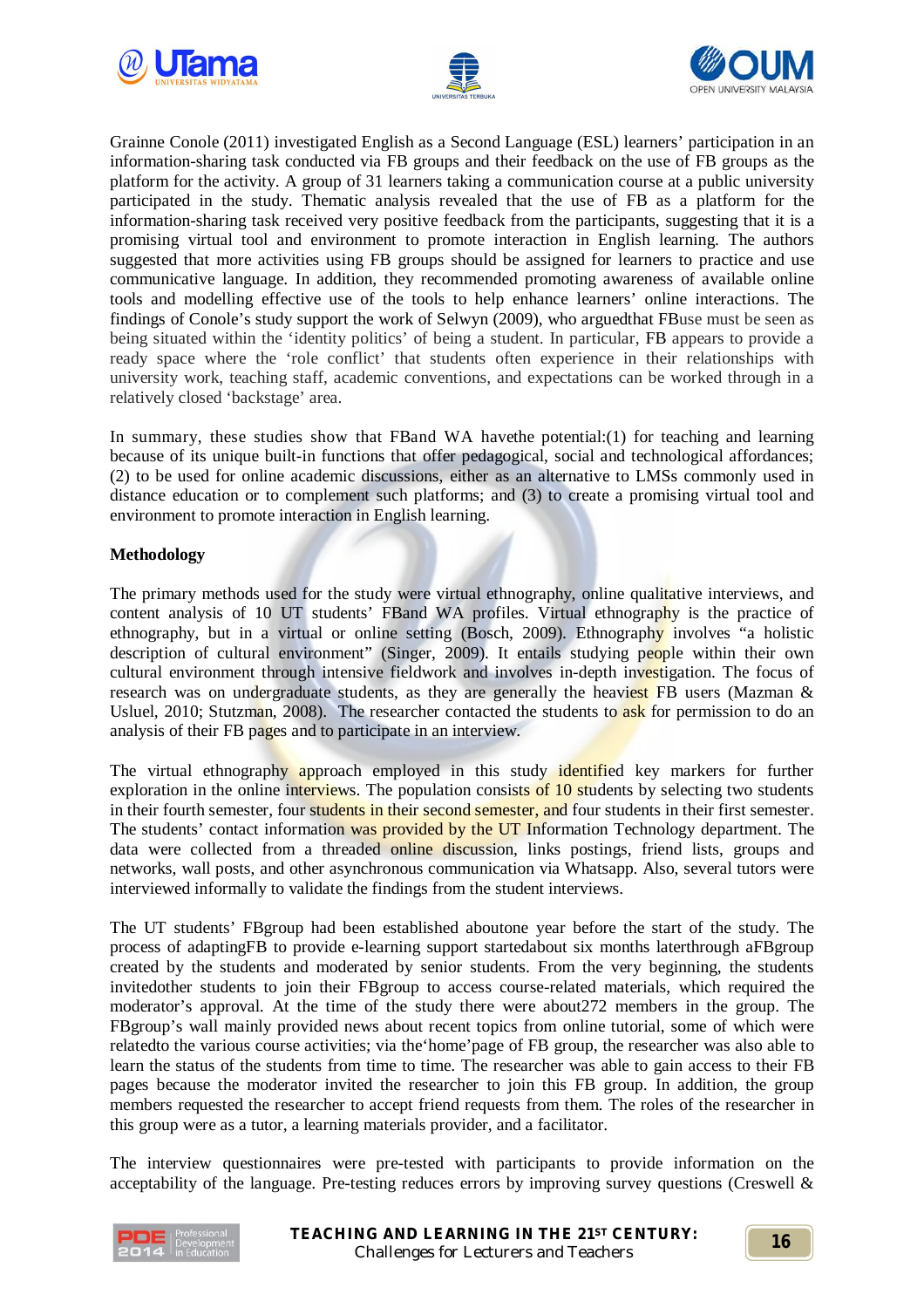Grainne Conole (2011) investigated English as a Second Language (ESL) learners' participation in an information-sharing task conducted via FB groups and their feedback on the use of FB groups as the platform for the activity. A group of 31 learners taking a communication course at a public university participated in the study. Thematic analysis revealed that the use of FB as a platform for the information-sharing task received very positive feedback from the participants, suggesting that it is a promising virtual tool and environment to promote interaction in English learning. The authors suggested that more activities using FB groups should be assigned for learners to practice and use communicative language. In addition, they recommended promoting awareness of available online tools and modelling effective use of the tools to help enhance learners' online interactions. The findings of Conole's study support the work of Selwyn (2009), who arguedthat FBuse must be seen as being situated within the 'identity politics' of being a student. In particular, FB appears to provide a ready space where the 'role conflict' that students often experience in their relationships with university work, teaching staff, academic conventions, and expectations can be worked through in a relatively closed 'backstage' area.

In summary, these studies show that FBand WA havethe potential:(1) for teaching and learning because of its unique built-in functions that offer pedagogical, social and technological affordances; (2) to be used for online academic discussions, either as an alternative to LMSs commonly used in distance education or to complement such platforms; and (3) to create a promising virtual tool and environment to promote interaction in English learning.

**Methodology**

The primary methods used for the study were virtual ethnography, online qualitative interviews, and content analysis of 10 UT students' FBand WA profiles. Virtual ethnography is the practice of ethnography, but in a virtual or online setting (Bosch, 2009). Ethnography involves "a holistic description of cultural environment" (Singer, 2009). It entails studying people within their own cultural environment through intensive fieldwork and involves in-depth investigation. The focus of research was on undergraduate students, as they are generally the heaviest FB users (Mazman & Usluel, 2010; Stutzman, 2008). The researcher contacted the students to ask for permission to do an analysis of their FB pages and to participate in an interview.

The virtual ethnography approach employed in this study identified key markers for further exploration in the online interviews. The population consists of 10 students by selecting two students in their fourth semester, four students in their second semester, and four students in their first semester. The students' contact information was provided by the UT Information Technology department. The data were collected from a threaded online discussion, links postings, friend lists, groups and networks, wall posts, and other asynchronous communication via Whatsapp. Also, several tutors were interviewed informally to validate the findings from the student interviews.

The UT students' FBgroup had been established aboutone year before the start of the study. The process of adaptingFB to provide e-learning support startedabout six months laterthrough aFBgroup created by the students and moderated by senior students. From the very beginning, the students invitedother students to join their FBgroup to access course-related materials, which required the moderator's approval. At the time of the study there were about272 members in the group. The FBgroup's wall mainly provided news about recent topics from online tutorial, some of which were relatedto the various course activities; via the'home'page of FB group, the researcher was also able to learn the status of the students from time to time. The researcher was able to gain access to their FB pages because the moderator invited the researcher to join this FB group. In addition, the group members requested the researcher to accept friend requests from them. The roles of the researcher in this group were as a tutor, a learning materials provider, and a facilitator.

The interview questionnaires were pre-tested with participants to provide information on the acceptability of the language. Pre-testing reduces errors by improving survey questions (Creswell &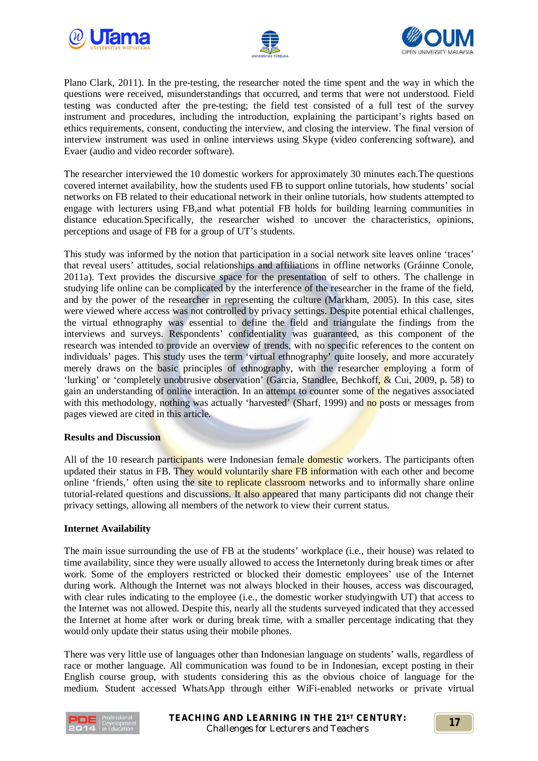Plano Clark, 2011). In the pre-testing, the researcher noted the time spent and the way in which the questions were received, misunderstandings that occurred, and terms that were not understood. Field testing was conducted after the pre-testing; the field test consisted of a full test of the survey instrument and procedures, including the introduction, explaining the participant's rights based on ethics requirements, consent, conducting the interview, and closing the interview. The final version of interview instrument was used in online interviews using Skype (video conferencing software), and Evaer (audio and video recorder software).

The researcher interviewed the 10 domestic workers for approximately 30 minutes each.The questions covered internet availability, how the students used FB to support online tutorials, how students' social networks on FB related to their educational network in their online tutorials, how students attempted to engage with lecturers using FB,and what potential FB holds for building learning communities in distance education.Specifically, the researcher wished to uncover the characteristics, opinions, perceptions and usage of FB for a group of UT's students.

This study was informed by the notion that participation in a social network site leaves online 'traces' that reveal users' attitudes, social relationships and affiliations in offline networks (Gráinne Conole, 2011a). Text provides the discursive space for the presentation of self to others. The challenge in studying life online can be complicated by the interference of the researcher in the frame of the field, and by the power of the researcher in representing the culture (Markham, 2005). In this case, sites were viewed where access was not controlled by privacy settings. Despite potential ethical challenges, the virtual ethnography was essential to define the field and triangulate the findings from the interviews and surveys. Respondents' confidentiality was guaranteed, as this component of the research was intended to provide an overview of trends, with no specific references to the content on individuals' pages. This study uses the term 'virtual ethnography' quite loosely, and more accurately merely draws on the basic principles of ethnography, with the researcher employing a form of 'lurking' or 'completely unobtrusive observation' (Garcia, Standlee, Bechkoff, & Cui, 2009, p. 58) to gain an understanding of online interaction. In an attempt to counter some of the negatives associated with this methodology, nothing was actually 'harvested' (Sharf, 1999) and no posts or messages from pages viewed are cited in this article.

**Results and Discussion**

All of the 10 research participants were Indonesian female domestic workers. The participants often updated their status in FB. They would voluntarily share FB information with each other and become online 'friends,' often using the site to replicate classroom networks and to informally share online tutorial-related questions and discussions. It also appeared that many participants did not change their privacy settings, allowing all members of the network to view their current status.

**Internet Availability**

The main issue surrounding the use of FB at the students' workplace (i.e., their house) was related to time availability, since they were usually allowed to access the Internetonly during break times or after work. Some of the employers restricted or blocked their domestic employees' use of the Internet during work. Although the Internet was not always blocked in their houses, access was discouraged, with clear rules indicating to the employee (i.e., the domestic worker studyingwith UT) that access to the Internet was not allowed. Despite this, nearly all the students surveyed indicated that they accessed the Internet at home after work or during break time, with a smaller percentage indicating that they would only update their status using their mobile phones.

There was very little use of languages other than Indonesian language on students' walls, regardless of race or mother language. All communication was found to be in Indonesian, except posting in their English course group, with students considering this as the obvious choice of language for the medium. Student accessed WhatsApp through either WiFi-enabled networks or private virtual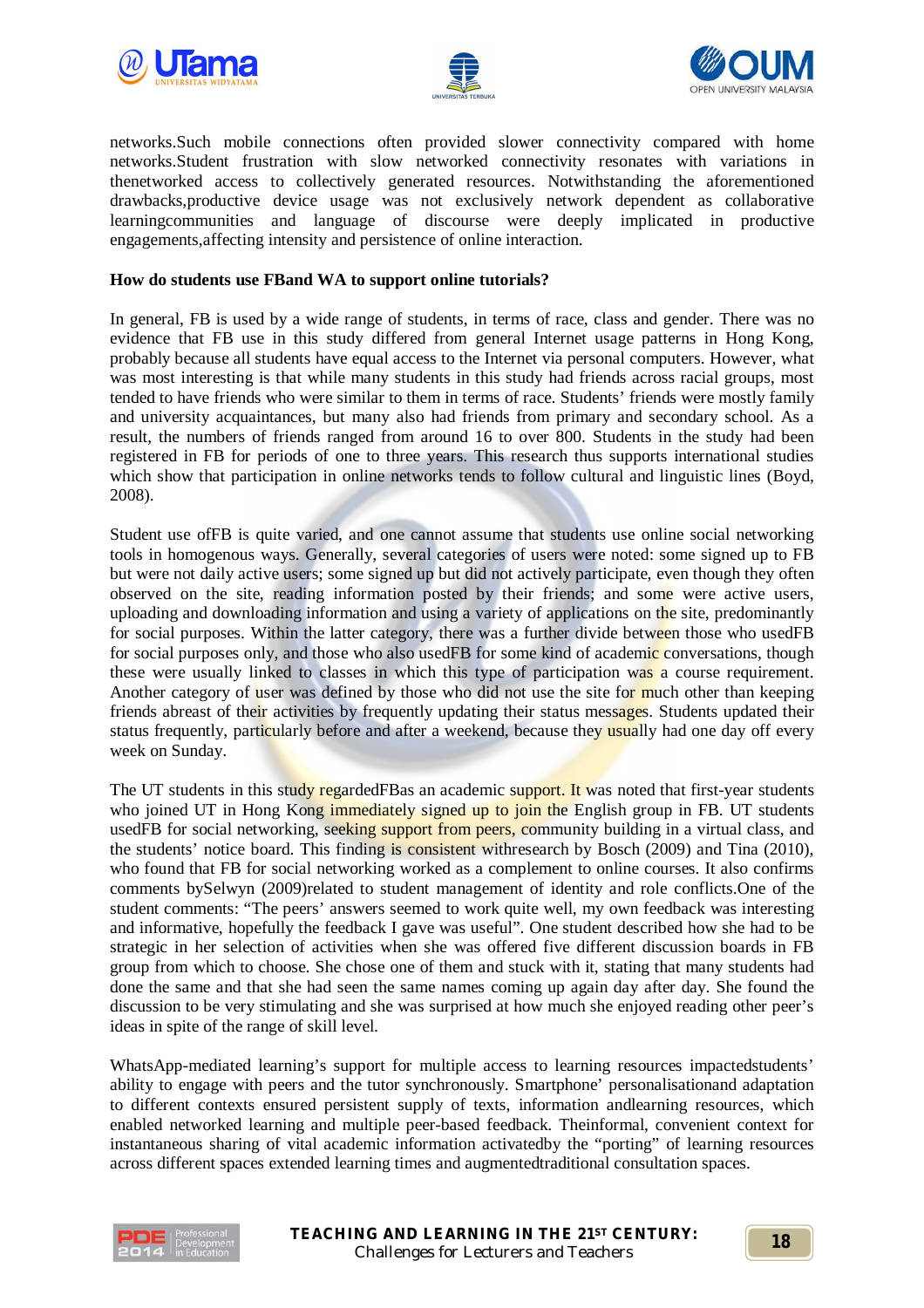networks.Such mobile connections often provided slower connectivity compared with home networks.Student frustration with slow networked connectivity resonates with variations in thenetworked access to collectively generated resources. Notwithstanding the aforementioned drawbacks,productive device usage was not exclusively network dependent as collaborative learningcommunities and language of discourse were deeply implicated in productive engagements,affecting intensity and persistence of online interaction.

**How do students use FBand WA to support online tutorials?**

In general, FB is used by a wide range of students, in terms of race, class and gender. There was no evidence that FB use in this study differed from general Internet usage patterns in Hong Kong, probably because all students have equal access to the Internet via personal computers. However, what was most interesting is that while many students in this study had friends across racial groups, most tended to have friends who were similar to them in terms of race. Students' friends were mostly family and university acquaintances, but many also had friends from primary and secondary school. As a result, the numbers of friends ranged from around 16 to over 800. Students in the study had been registered in FB for periods of one to three years. This research thus supports international studies which show that participation in online networks tends to follow cultural and linguistic lines (Boyd, 2008).

Student use ofFB is quite varied, and one cannot assume that students use online social networking tools in homogenous ways. Generally, several categories of users were noted: some signed up to FB but were not daily active users; some signed up but did not actively participate, even though they often observed on the site, reading information posted by their friends; and some were active users, uploading and downloading information and using a variety of applications on the site, predominantly for social purposes. Within the latter category, there was a further divide between those who usedFB for social purposes only, and those who also usedFB for some kind of academic conversations, though these were usually linked to classes in which this type of participation was a course requirement. Another category of user was defined by those who did not use the site for much other than keeping friends abreast of their activities by frequently updating their status messages. Students updated their status frequently, particularly before and after a weekend, because they usually had one day off every week on Sunday.

The UT students in this study regardedFBas an academic support. It was noted that first-year students who joined UT in Hong Kong immediately signed up to join the English group in FB. UT students usedFB for social networking, seeking support from peers, community building in a virtual class, and the students' notice board. This finding is consistent withresearch by Bosch (2009) and Tina (2010), who found that FB for social networking worked as a complement to online courses. It also confirms comments bySelwyn (2009)related to student management of identity and role conflicts.One of the student comments: "The peers' answers seemed to work quite well, my own feedback was interesting and informative, hopefully the feedback I gave was useful". One student described how she had to be strategic in her selection of activities when she was offered five different discussion boards in FB group from which to choose. She chose one of them and stuck with it, stating that many students had done the same and that she had seen the same names coming up again day after day. She found the discussion to be very stimulating and she was surprised at how much she enjoyed reading other peer's ideas in spite of the range of skill level.

WhatsApp-mediated learning's support for multiple access to learning resources impactedstudents' ability to engage with peers and the tutor synchronously. Smartphone' personalisationand adaptation to different contexts ensured persistent supply of texts, information andlearning resources, which enabled networked learning and multiple peer-based feedback. Theinformal, convenient context for instantaneous sharing of vital academic information activatedby the "porting" of learning resources across different spaces extended learning times and augmentedtraditional consultation spaces.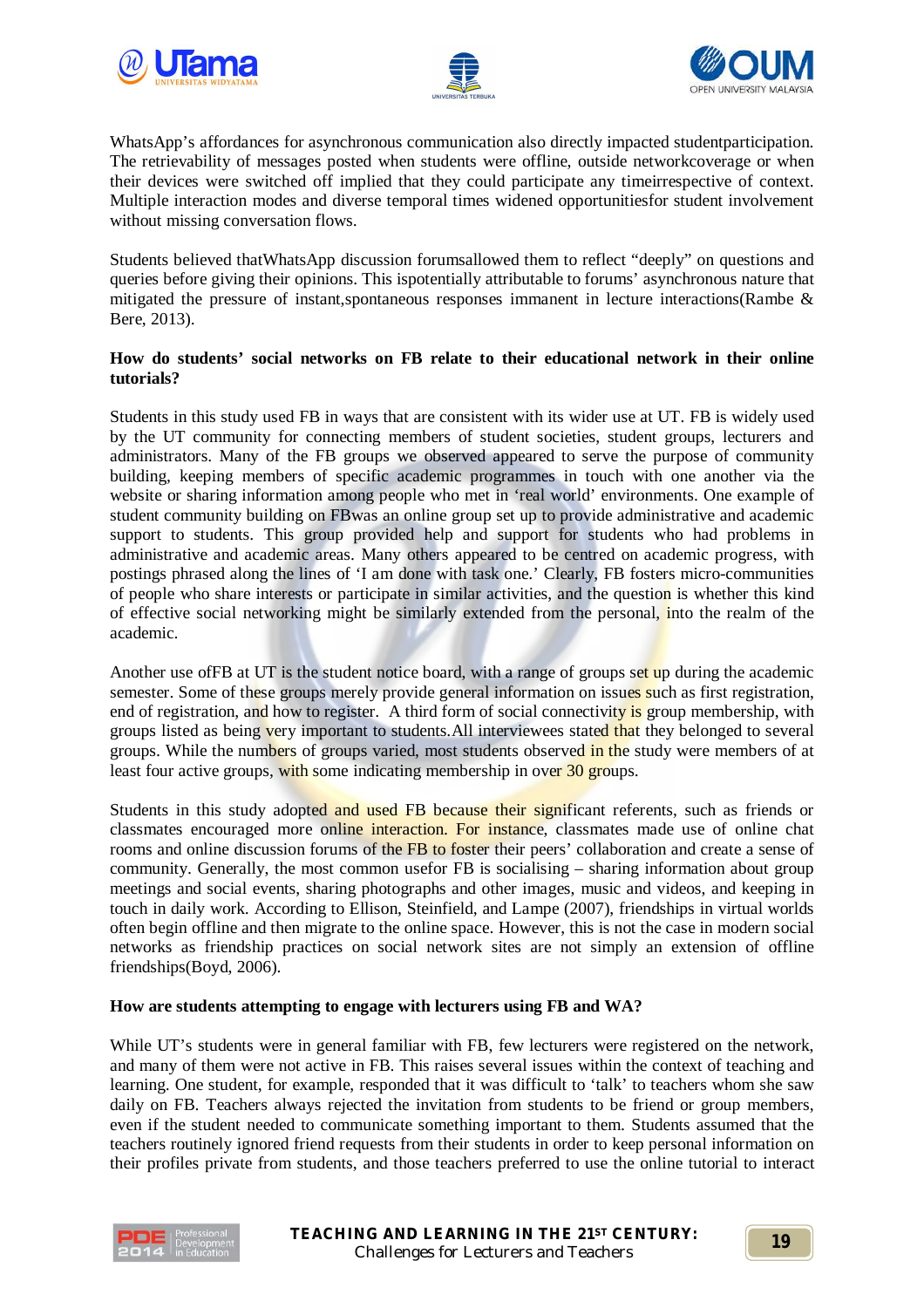WhatsApp's affordances for asynchronous communication also directly impacted studentparticipation. The retrievability of messages posted when students were offline, outside networkcoverage or when their devices were switched off implied that they could participate any timeirrespective of context. Multiple interaction modes and diverse temporal times widened opportunitiesfor student involvement without missing conversation flows.

Students believed thatWhatsApp discussion forumsallowed them to reflect "deeply" on questions and queries before giving their opinions. This ispotentially attributable to forums' asynchronous nature that mitigated the pressure of instant,spontaneous responses immanent in lecture interactions(Rambe & Bere, 2013).

**How do students' social networks on FB relate to their educational network in their online tutorials?**

Students in this study used FB in ways that are consistent with its wider use at UT. FB is widely used by the UT community for connecting members of student societies, student groups, lecturers and administrators. Many of the FB groups we observed appeared to serve the purpose of community building, keeping members of specific academic programmes in touch with one another via the website or sharing information among people who met in 'real world' environments. One example of student community building on FBwas an online group set up to provide administrative and academic support to students. This group provided help and support for students who had problems in administrative and academic areas. Many others appeared to be centred on academic progress, with postings phrased along the lines of 'I am done with task one.' Clearly, FB fosters micro-communities of people who share interests or participate in similar activities, and the question is whether this kind of effective social networking might be similarly extended from the personal, into the realm of the academic.

Another use ofFB at UT is the student notice board, with a range of groups set up during the academic semester. Some of these groups merely provide general information on issues such as first registration, end of registration, and how to register. A third form of social connectivity is group membership, with groups listed as being very important to students.All interviewees stated that they belonged to several groups. While the numbers of groups varied, most students observed in the study were members of at least four active groups, with some indicating membership in over 30 groups.

Students in this study adopted and used FB because their significant referents, such as friends or classmates encouraged more online interaction. For instance, classmates made use of online chat rooms and online discussion forums of the FB to foster their peers' collaboration and create a sense of community. Generally, the most common usefor FB is socialising – sharing information about group meetings and social events, sharing photographs and other images, music and videos, and keeping in touch in daily work. According to Ellison, Steinfield, and Lampe (2007), friendships in virtual worlds often begin offline and then migrate to the online space. However, this is not the case in modern social networks as friendship practices on social network sites are not simply an extension of offline friendships(Boyd, 2006).

**How are students attempting to engage with lecturers using FB and WA?**

While UT's students were in general familiar with FB, few lecturers were registered on the network, and many of them were not active in FB. This raises several issues within the context of teaching and learning. One student, for example, responded that it was difficult to 'talk' to teachers whom she saw daily on FB. Teachers always rejected the invitation from students to be friend or group members, even if the student needed to communicate something important to them. Students assumed that the teachers routinely ignored friend requests from their students in order to keep personal information on their profiles private from students, and those teachers preferred to use the online tutorial to interact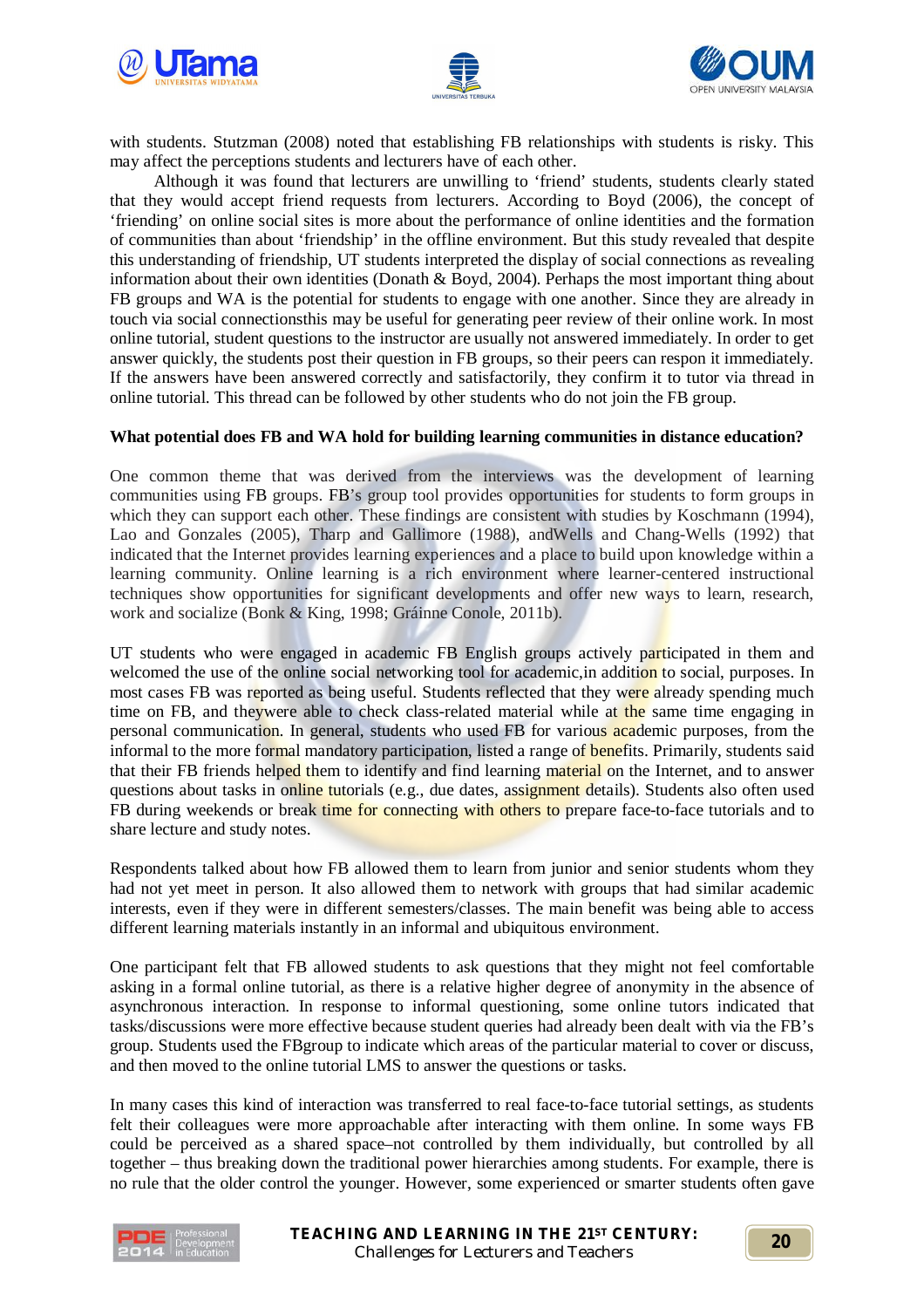with students. Stutzman (2008) noted that establishing FB relationships with students is risky. This may affect the perceptions students and lecturers have of each other.

Although it was found that lecturers are unwilling to 'friend' students, students clearly stated that they would accept friend requests from lecturers. According to Boyd (2006), the concept of 'friending' on online social sites is more about the performance of online identities and the formation of communities than about 'friendship' in the offline environment. But this study revealed that despite this understanding of friendship, UT students interpreted the display of social connections as revealing information about their own identities (Donath & Boyd, 2004). Perhaps the most important thing about FB groups and WA is the potential for students to engage with one another. Since they are already in touch via social connectionsthis may be useful for generating peer review of their online work. In most online tutorial, student questions to the instructor are usually not answered immediately. In order to get answer quickly, the students post their question in FB groups, so their peers can respon it immediately. If the answers have been answered correctly and satisfactorily, they confirm it to tutor via thread in online tutorial. This thread can be followed by other students who do not join the FB group.

**What potential does FB and WA hold for building learning communities in distance education?**

One common theme that was derived from the interviews was the development of learning communities using FB groups. FB's group tool provides opportunities for students to form groups in which they can support each other. These findings are consistent with studies by Koschmann (1994), Lao and Gonzales (2005), Tharp and Gallimore (1988), andWells and Chang-Wells (1992) that indicated that the Internet provides learning experiences and a place to build upon knowledge within a learning community. Online learning is a rich environment where learner-centered instructional techniques show opportunities for significant developments and offer new ways to learn, research, work and socialize (Bonk & King, 1998; Gráinne Conole, 2011b).

UT students who were engaged in academic FB English groups actively participated in them and welcomed the use of the online social networking tool for academic,in addition to social, purposes. In most cases FB was reported as being useful. Students reflected that they were already spending much time on FB, and theywere able to check class-related material while at the same time engaging in personal communication. In general, students who used FB for various academic purposes, from the informal to the more formal mandatory participation, listed a range of benefits. Primarily, students said that their FB friends helped them to identify and find learning material on the Internet, and to answer questions about tasks in online tutorials (e.g., due dates, assignment details). Students also often used FB during weekends or break time for connecting with others to prepare face-to-face tutorials and to share lecture and study notes.

Respondents talked about how FB allowed them to learn from junior and senior students whom they had not yet meet in person. It also allowed them to network with groups that had similar academic interests, even if they were in different semesters/classes. The main benefit was being able to access different learning materials instantly in an informal and ubiquitous environment.

One participant felt that FB allowed students to ask questions that they might not feel comfortable asking in a formal online tutorial, as there is a relative higher degree of anonymity in the absence of asynchronous interaction. In response to informal questioning, some online tutors indicated that tasks/discussions were more effective because student queries had already been dealt with via the FB's group. Students used the FBgroup to indicate which areas of the particular material to cover or discuss, and then moved to the online tutorial LMS to answer the questions or tasks.

In many cases this kind of interaction was transferred to real face-to-face tutorial settings, as students felt their colleagues were more approachable after interacting with them online. In some ways FB could be perceived as a shared space–not controlled by them individually, but controlled by all together – thus breaking down the traditional power hierarchies among students. For example, there is no rule that the older control the younger. However, some experienced or smarter students often gave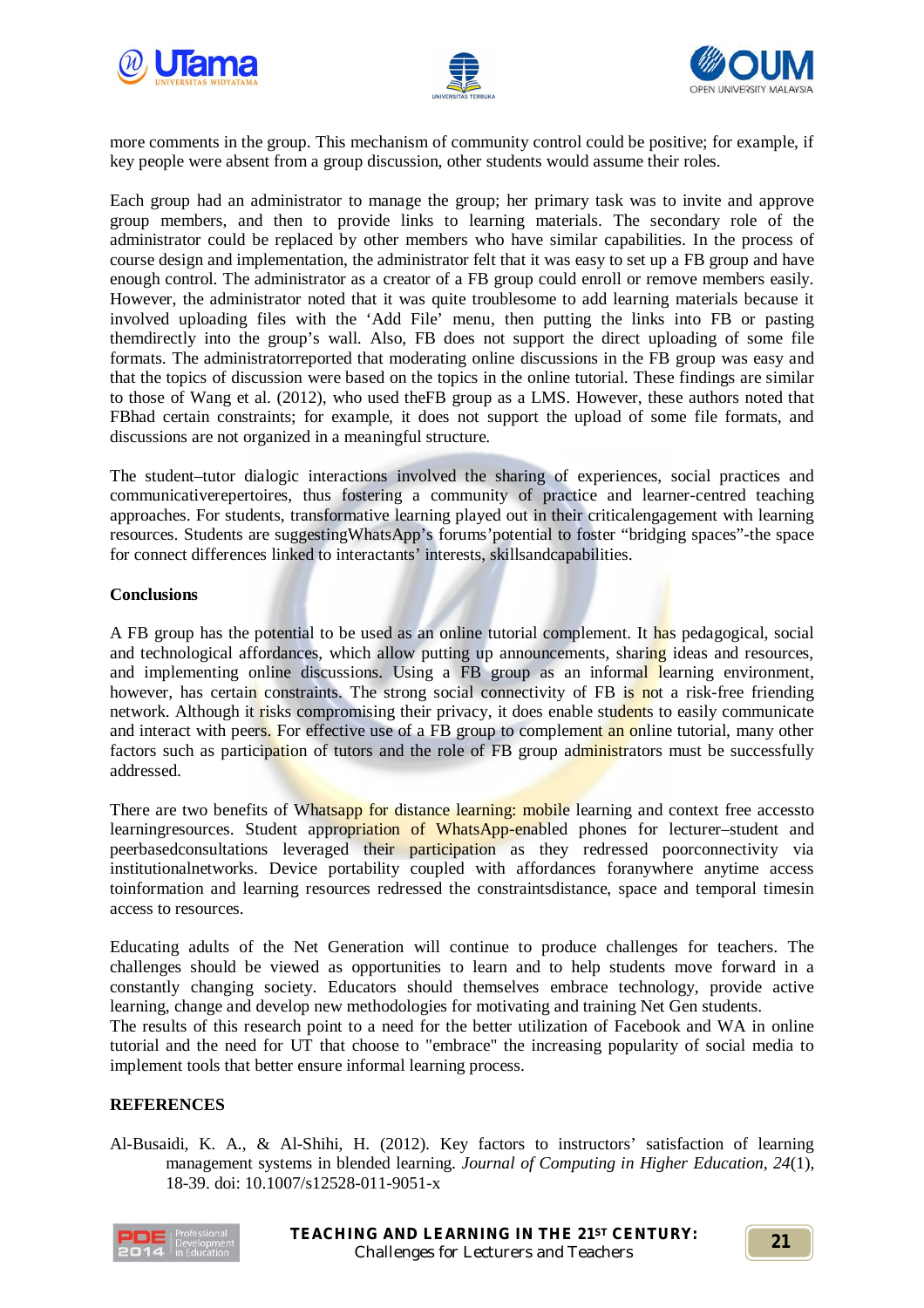more comments in the group. This mechanism of community control could be positive; for example, if key people were absent from a group discussion, other students would assume their roles.

Each group had an administrator to manage the group; her primary task was to invite and approve group members, and then to provide links to learning materials. The secondary role of the administrator could be replaced by other members who have similar capabilities. In the process of course design and implementation, the administrator felt that it was easy to set up a FB group and have enough control. The administrator as a creator of a FB group could enroll or remove members easily. However, the administrator noted that it was quite troublesome to add learning materials because it involved uploading files with the 'Add File' menu, then putting the links into FB or pasting themdirectly into the group's wall. Also, FB does not support the direct uploading of some file formats. The administratorreported that moderating online discussions in the FB group was easy and that the topics of discussion were based on the topics in the online tutorial. These findings are similar to those of Wang et al. (2012), who used theFB group as a LMS. However, these authors noted that FBhad certain constraints; for example, it does not support the upload of some file formats, and discussions are not organized in a meaningful structure.

The student–tutor dialogic interactions involved the sharing of experiences, social practices and communicativerepertoires, thus fostering a community of practice and learner-centred teaching approaches. For students, transformative learning played out in their criticalengagement with learning resources. Students are suggestingWhatsApp's forums'potential to foster "bridging spaces"-the space for connect differences linked to interactants' interests, skillsandcapabilities.

**Conclusions**

A FB group has the potential to be used as an online tutorial complement. It has pedagogical, social and technological affordances, which allow putting up announcements, sharing ideas and resources, and implementing online discussions. Using a FB group as an informal learning environment, however, has certain constraints. The strong social connectivity of FB is not a risk-free friending network. Although it risks compromising their privacy, it does enable students to easily communicate and interact with peers. For effective use of a FB group to complement an online tutorial, many other factors such as participation of tutors and the role of FB group administrators must be successfully addressed.

There are two benefits of Whatsapp for distance learning: mobile learning and context free accessto learningresources. Student appropriation of WhatsApp-enabled phones for lecturer–student and peerbasedconsultations leveraged their participation as they redressed poorconnectivity via institutionalnetworks. Device portability coupled with affordances foranywhere anytime access toinformation and learning resources redressed the constraintsdistance, space and temporal timesin access to resources.

Educating adults of the Net Generation will continue to produce challenges for teachers. The challenges should be viewed as opportunities to learn and to help students move forward in a constantly changing society. Educators should themselves embrace technology, provide active learning, change and develop new methodologies for motivating and training Net Gen students.
The results of this research point to a need for the better utilization of Facebook and WA in online tutorial and the need for UT that choose to "embrace" the increasing popularity of social media to implement tools that better ensure informal learning process.

**REFERENCES**

Al-Busaidi, K. A., & Al-Shihi, H. (2012). Key factors to instructors' satisfaction of learning management systems in blended learning. *Journal of Computing in Higher Education, 24*(1), 18-39. doi: 10.1007/s12528-011-9051-x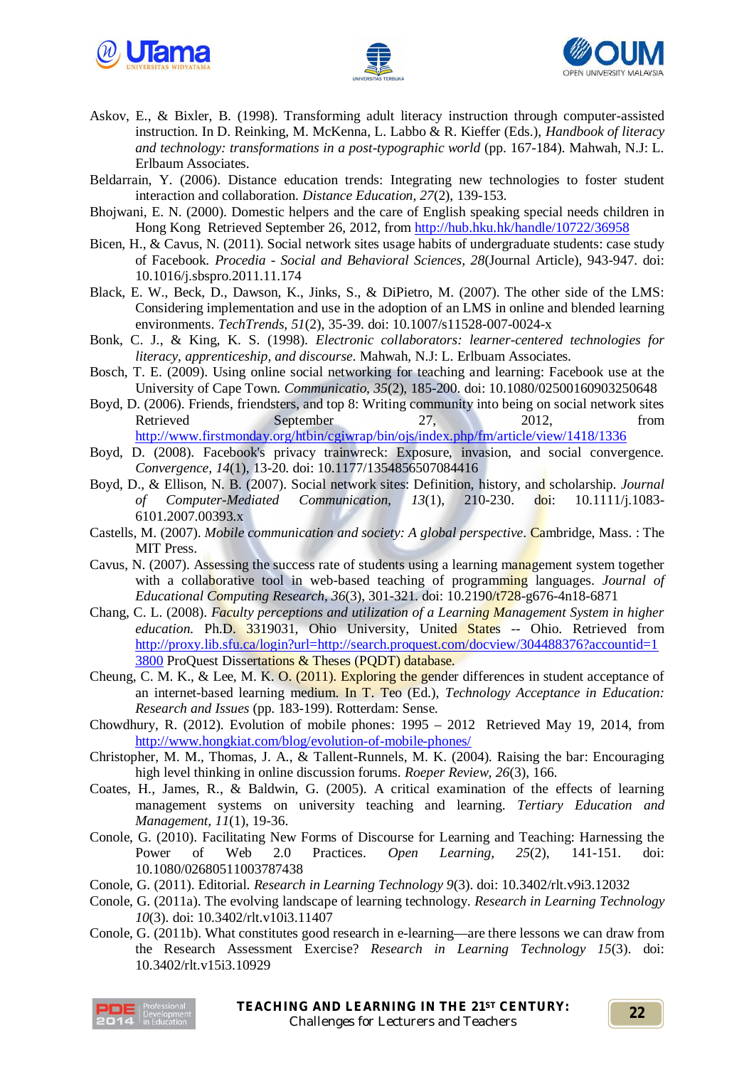Askov, E., & Bixler, B. (1998). Transforming adult literacy instruction through computer-assisted instruction. In D. Reinking, M. McKenna, L. Labbo & R. Kieffer (Eds.), *Handbook of literacy and technology: transformations in a post-typographic world* (pp. 167-184). Mahwah, N.J: L. Erlbaum Associates.

Beldarrain, Y. (2006). Distance education trends: Integrating new technologies to foster student interaction and collaboration. *Distance Education, 27*(2), 139-153.

Bhojwani, E. N. (2000). Domestic helpers and the care of English speaking special needs children in Hong Kong Retrieved September 26, 2012, from http://hub.hku.hk/handle/10722/36958

Bicen, H., & Cavus, N. (2011). Social network sites usage habits of undergraduate students: case study of Facebook. *Procedia - Social and Behavioral Sciences, 28*(Journal Article), 943-947. doi: 10.1016/j.sbspro.2011.11.174

Black, E. W., Beck, D., Dawson, K., Jinks, S., & DiPietro, M. (2007). The other side of the LMS: Considering implementation and use in the adoption of an LMS in online and blended learning environments. *TechTrends, 51*(2), 35-39. doi: 10.1007/s11528-007-0024-x

Bonk, C. J., & King, K. S. (1998). *Electronic collaborators: learner-centered technologies for literacy, apprenticeship, and discourse*. Mahwah, N.J: L. Erlbuam Associates.

Bosch, T. E. (2009). Using online social networking for teaching and learning: Facebook use at the University of Cape Town. *Communicatio, 35*(2), 185-200. doi: 10.1080/02500160903250648

Boyd, D. (2006). Friends, friendsters, and top 8: Writing community into being on social network sites Retrieved September 27, 2012, from http://www.firstmonday.org/htbin/cgiwrap/bin/ojs/index.php/fm/article/view/1418/1336

Boyd, D. (2008). Facebook's privacy trainwreck: Exposure, invasion, and social convergence. *Convergence, 14*(1), 13-20. doi: 10.1177/1354856507084416

Boyd, D., & Ellison, N. B. (2007). Social network sites: Definition, history, and scholarship. *Journal of Computer-Mediated Communication, 13*(1), 210-230. doi: 10.1111/j.1083-6101.2007.00393.x

Castells, M. (2007). *Mobile communication and society: A global perspective*. Cambridge, Mass. : The MIT Press.

Cavus, N. (2007). Assessing the success rate of students using a learning management system together with a collaborative tool in web-based teaching of programming languages. *Journal of Educational Computing Research, 36*(3), 301-321. doi: 10.2190/t728-g676-4n18-6871

Chang, C. L. (2008). *Faculty perceptions and utilization of a Learning Management System in higher education.* Ph.D. 3319031, Ohio University, United States -- Ohio. Retrieved from http://proxy.lib.sfu.ca/login?url=http://search.proquest.com/docview/304488376?accountid=13800 ProQuest Dissertations & Theses (PQDT) database.

Cheung, C. M. K., & Lee, M. K. O. (2011). Exploring the gender differences in student acceptance of an internet-based learning medium. In T. Teo (Ed.), *Technology Acceptance in Education: Research and Issues* (pp. 183-199). Rotterdam: Sense.

Chowdhury, R. (2012). Evolution of mobile phones: 1995 – 2012 Retrieved May 19, 2014, from http://www.hongkiat.com/blog/evolution-of-mobile-phones/

Christopher, M. M., Thomas, J. A., & Tallent-Runnels, M. K. (2004). Raising the bar: Encouraging high level thinking in online discussion forums. *Roeper Review, 26*(3), 166.

Coates, H., James, R., & Baldwin, G. (2005). A critical examination of the effects of learning management systems on university teaching and learning. *Tertiary Education and Management, 11*(1), 19-36.

Conole, G. (2010). Facilitating New Forms of Discourse for Learning and Teaching: Harnessing the Power of Web 2.0 Practices. *Open Learning, 25*(2), 141-151. doi: 10.1080/02680511003787438

Conole, G. (2011). Editorial. *Research in Learning Technology 9*(3). doi: 10.3402/rlt.v9i3.12032

Conole, G. (2011a). The evolving landscape of learning technology. *Research in Learning Technology 10*(3). doi: 10.3402/rlt.v10i3.11407

Conole, G. (2011b). What constitutes good research in e-learning—are there lessons we can draw from the Research Assessment Exercise? *Research in Learning Technology 15*(3). doi: 10.3402/rlt.v15i3.10929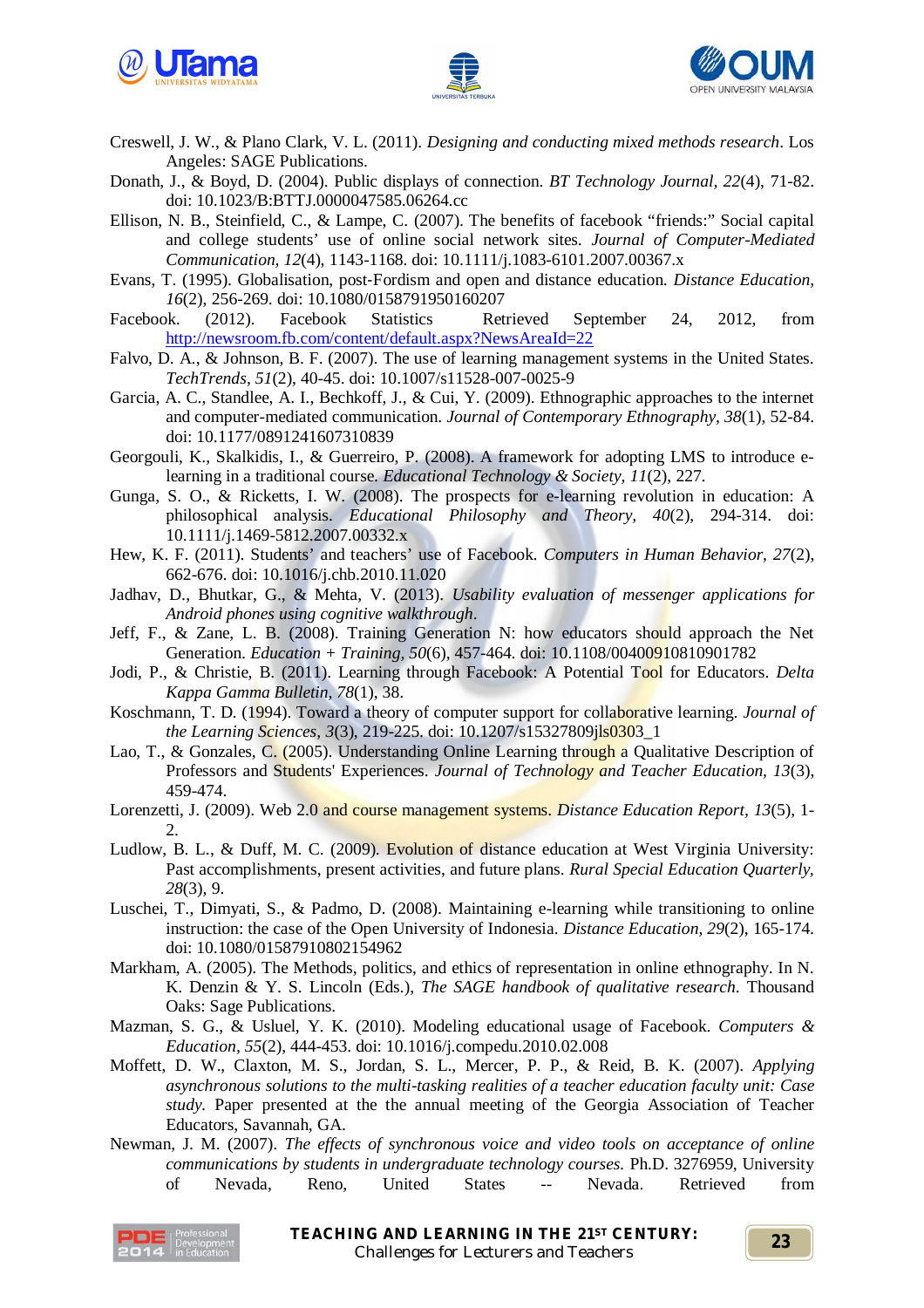Creswell, J. W., & Plano Clark, V. L. (2011). *Designing and conducting mixed methods research*. Los Angeles: SAGE Publications.

Donath, J., & Boyd, D. (2004). Public displays of connection. *BT Technology Journal, 22*(4), 71-82. doi: 10.1023/B:BTTJ.0000047585.06264.cc

Ellison, N. B., Steinfield, C., & Lampe, C. (2007). The benefits of facebook "friends:" Social capital and college students' use of online social network sites. *Journal of Computer-Mediated Communication, 12*(4), 1143-1168. doi: 10.1111/j.1083-6101.2007.00367.x

Evans, T. (1995). Globalisation, post-Fordism and open and distance education. *Distance Education, 16*(2), 256-269. doi: 10.1080/0158791950160207

Facebook. (2012). Facebook Statistics Retrieved September 24, 2012, from http://newsroom.fb.com/content/default.aspx?NewsAreaId=22

Falvo, D. A., & Johnson, B. F. (2007). The use of learning management systems in the United States. *TechTrends, 51*(2), 40-45. doi: 10.1007/s11528-007-0025-9

Garcia, A. C., Standlee, A. I., Bechkoff, J., & Cui, Y. (2009). Ethnographic approaches to the internet and computer-mediated communication. *Journal of Contemporary Ethnography, 38*(1), 52-84. doi: 10.1177/0891241607310839

Georgouli, K., Skalkidis, I., & Guerreiro, P. (2008). A framework for adopting LMS to introduce e-learning in a traditional course. *Educational Technology & Society, 11*(2), 227.

Gunga, S. O., & Ricketts, I. W. (2008). The prospects for e-learning revolution in education: A philosophical analysis. *Educational Philosophy and Theory, 40*(2), 294-314. doi: 10.1111/j.1469-5812.2007.00332.x

Hew, K. F. (2011). Students' and teachers' use of Facebook. *Computers in Human Behavior, 27*(2), 662-676. doi: 10.1016/j.chb.2010.11.020

Jadhav, D., Bhutkar, G., & Mehta, V. (2013). *Usability evaluation of messenger applications for Android phones using cognitive walkthrough*.

Jeff, F., & Zane, L. B. (2008). Training Generation N: how educators should approach the Net Generation. *Education + Training, 50*(6), 457-464. doi: 10.1108/00400910810901782

Jodi, P., & Christie, B. (2011). Learning through Facebook: A Potential Tool for Educators. *Delta Kappa Gamma Bulletin, 78*(1), 38.

Koschmann, T. D. (1994). Toward a theory of computer support for collaborative learning. *Journal of the Learning Sciences, 3*(3), 219-225. doi: 10.1207/s15327809jls0303_1

Lao, T., & Gonzales, C. (2005). Understanding Online Learning through a Qualitative Description of Professors and Students' Experiences. *Journal of Technology and Teacher Education, 13*(3), 459-474.

Lorenzetti, J. (2009). Web 2.0 and course management systems. *Distance Education Report, 13*(5), 1-2.

Ludlow, B. L., & Duff, M. C. (2009). Evolution of distance education at West Virginia University: Past accomplishments, present activities, and future plans. *Rural Special Education Quarterly, 28*(3), 9.

Luschei, T., Dimyati, S., & Padmo, D. (2008). Maintaining e-learning while transitioning to online instruction: the case of the Open University of Indonesia. *Distance Education, 29*(2), 165-174. doi: 10.1080/01587910802154962

Markham, A. (2005). The Methods, politics, and ethics of representation in online ethnography. In N. K. Denzin & Y. S. Lincoln (Eds.), *The SAGE handbook of qualitative research*. Thousand Oaks: Sage Publications.

Mazman, S. G., & Usluel, Y. K. (2010). Modeling educational usage of Facebook. *Computers & Education, 55*(2), 444-453. doi: 10.1016/j.compedu.2010.02.008

Moffett, D. W., Claxton, M. S., Jordan, S. L., Mercer, P. P., & Reid, B. K. (2007). *Applying asynchronous solutions to the multi-tasking realities of a teacher education faculty unit: Case study.* Paper presented at the the annual meeting of the Georgia Association of Teacher Educators, Savannah, GA.

Newman, J. M. (2007). *The effects of synchronous voice and video tools on acceptance of online communications by students in undergraduate technology courses.* Ph.D. 3276959, University of Nevada, Reno, United States -- Nevada. Retrieved from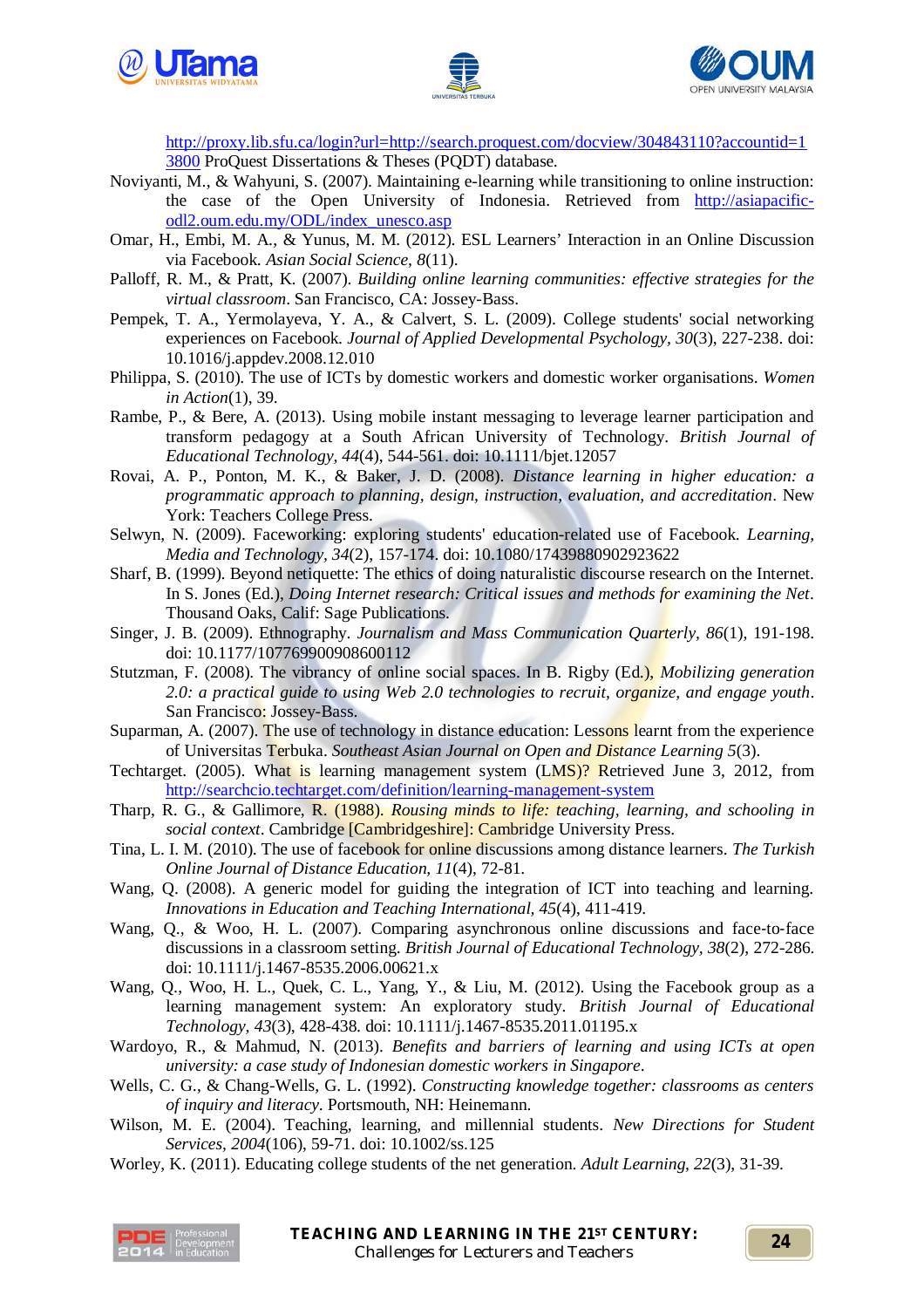http://proxy.lib.sfu.ca/login?url=http://search.proquest.com/docview/304843110?accountid=13800 ProQuest Dissertations & Theses (PQDT) database.

Noviyanti, M., & Wahyuni, S. (2007). Maintaining e-learning while transitioning to online instruction: the case of the Open University of Indonesia. Retrieved from http://asiapacific-odl2.oum.edu.my/ODL/index_unesco.asp

Omar, H., Embi, M. A., & Yunus, M. M. (2012). ESL Learners' Interaction in an Online Discussion via Facebook. *Asian Social Science, 8*(11).

Palloff, R. M., & Pratt, K. (2007). *Building online learning communities: effective strategies for the virtual classroom*. San Francisco, CA: Jossey-Bass.

Pempek, T. A., Yermolayeva, Y. A., & Calvert, S. L. (2009). College students' social networking experiences on Facebook. *Journal of Applied Developmental Psychology, 30*(3), 227-238. doi: 10.1016/j.appdev.2008.12.010

Philippa, S. (2010). The use of ICTs by domestic workers and domestic worker organisations. *Women in Action*(1), 39.

Rambe, P., & Bere, A. (2013). Using mobile instant messaging to leverage learner participation and transform pedagogy at a South African University of Technology. *British Journal of Educational Technology, 44*(4), 544-561. doi: 10.1111/bjet.12057

Rovai, A. P., Ponton, M. K., & Baker, J. D. (2008). *Distance learning in higher education: a programmatic approach to planning, design, instruction, evaluation, and accreditation*. New York: Teachers College Press.

Selwyn, N. (2009). Faceworking: exploring students' education-related use of Facebook. *Learning, Media and Technology, 34*(2), 157-174. doi: 10.1080/17439880902923622

Sharf, B. (1999). Beyond netiquette: The ethics of doing naturalistic discourse research on the Internet. In S. Jones (Ed.), *Doing Internet research: Critical issues and methods for examining the Net*. Thousand Oaks, Calif: Sage Publications.

Singer, J. B. (2009). Ethnography. *Journalism and Mass Communication Quarterly, 86*(1), 191-198. doi: 10.1177/107769900908600112

Stutzman, F. (2008). The vibrancy of online social spaces. In B. Rigby (Ed.), *Mobilizing generation 2.0: a practical guide to using Web 2.0 technologies to recruit, organize, and engage youth*. San Francisco: Jossey-Bass.

Suparman, A. (2007). The use of technology in distance education: Lessons learnt from the experience of Universitas Terbuka. *Southeast Asian Journal on Open and Distance Learning* 5(3).

Techtarget. (2005). What is learning management system (LMS)? Retrieved June 3, 2012, from http://searchcio.techtarget.com/definition/learning-management-system

Tharp, R. G., & Gallimore, R. (1988). *Rousing minds to life: teaching, learning, and schooling in social context*. Cambridge [Cambridgeshire]: Cambridge University Press.

Tina, L. I. M. (2010). The use of facebook for online discussions among distance learners. *The Turkish Online Journal of Distance Education, 11*(4), 72-81.

Wang, Q. (2008). A generic model for guiding the integration of ICT into teaching and learning. *Innovations in Education and Teaching International, 45*(4), 411-419.

Wang, Q., & Woo, H. L. (2007). Comparing asynchronous online discussions and face-to-face discussions in a classroom setting. *British Journal of Educational Technology, 38*(2), 272-286. doi: 10.1111/j.1467-8535.2006.00621.x

Wang, Q., Woo, H. L., Quek, C. L., Yang, Y., & Liu, M. (2012). Using the Facebook group as a learning management system: An exploratory study. *British Journal of Educational Technology, 43*(3), 428-438. doi: 10.1111/j.1467-8535.2011.01195.x

Wardoyo, R., & Mahmud, N. (2013). *Benefits and barriers of learning and using ICTs at open university: a case study of Indonesian domestic workers in Singapore*.

Wells, C. G., & Chang-Wells, G. L. (1992). *Constructing knowledge together: classrooms as centers of inquiry and literacy*. Portsmouth, NH: Heinemann.

Wilson, M. E. (2004). Teaching, learning, and millennial students. *New Directions for Student Services, 2004*(106), 59-71. doi: 10.1002/ss.125

Worley, K. (2011). Educating college students of the net generation. *Adult Learning, 22*(3), 31-39.